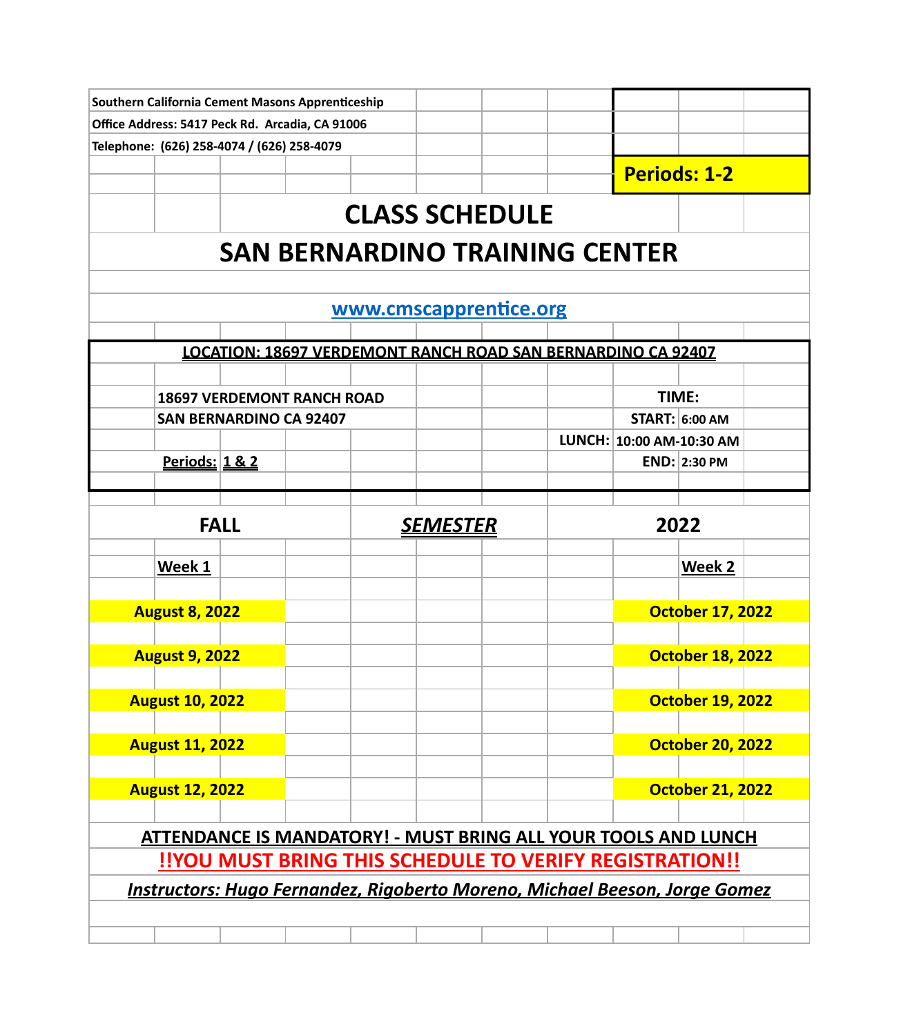**Southern California Cement Masons Apprenticeship**
**Office Address: 5417 Peck Rd. Arcadia, CA 91006**
**Telephone: (626) 258-4074 / (626) 258-4079**

**Periods: 1-2**

# CLASS SCHEDULE

# SAN BERNARDINO TRAINING CENTER

**www.cmscapprentice.org**

**LOCATION: 18697 VERDEMONT RANCH ROAD SAN BERNARDINO CA 92407**

**18697 VERDEMONT RANCH ROAD**
**SAN BERNARDINO CA 92407**

**Periods: 1 & 2**

**TIME:**
**START:** 6:00 AM
**LUNCH:** 10:00 AM-10:30 AM
**END:** 2:30 PM

## FALL *SEMESTER* 2022

| Week 1 | Week 2 |
|---|---|
| August 8, 2022 | October 17, 2022 |
| August 9, 2022 | October 18, 2022 |
| August 10, 2022 | October 19, 2022 |
| August 11, 2022 | October 20, 2022 |
| August 12, 2022 | October 21, 2022 |

**ATTENDANCE IS MANDATORY! - MUST BRING ALL YOUR TOOLS AND LUNCH**

**!!YOU MUST BRING THIS SCHEDULE TO VERIFY REGISTRATION!!**

***Instructors: Hugo Fernandez, Rigoberto Moreno, Michael Beeson, Jorge Gomez***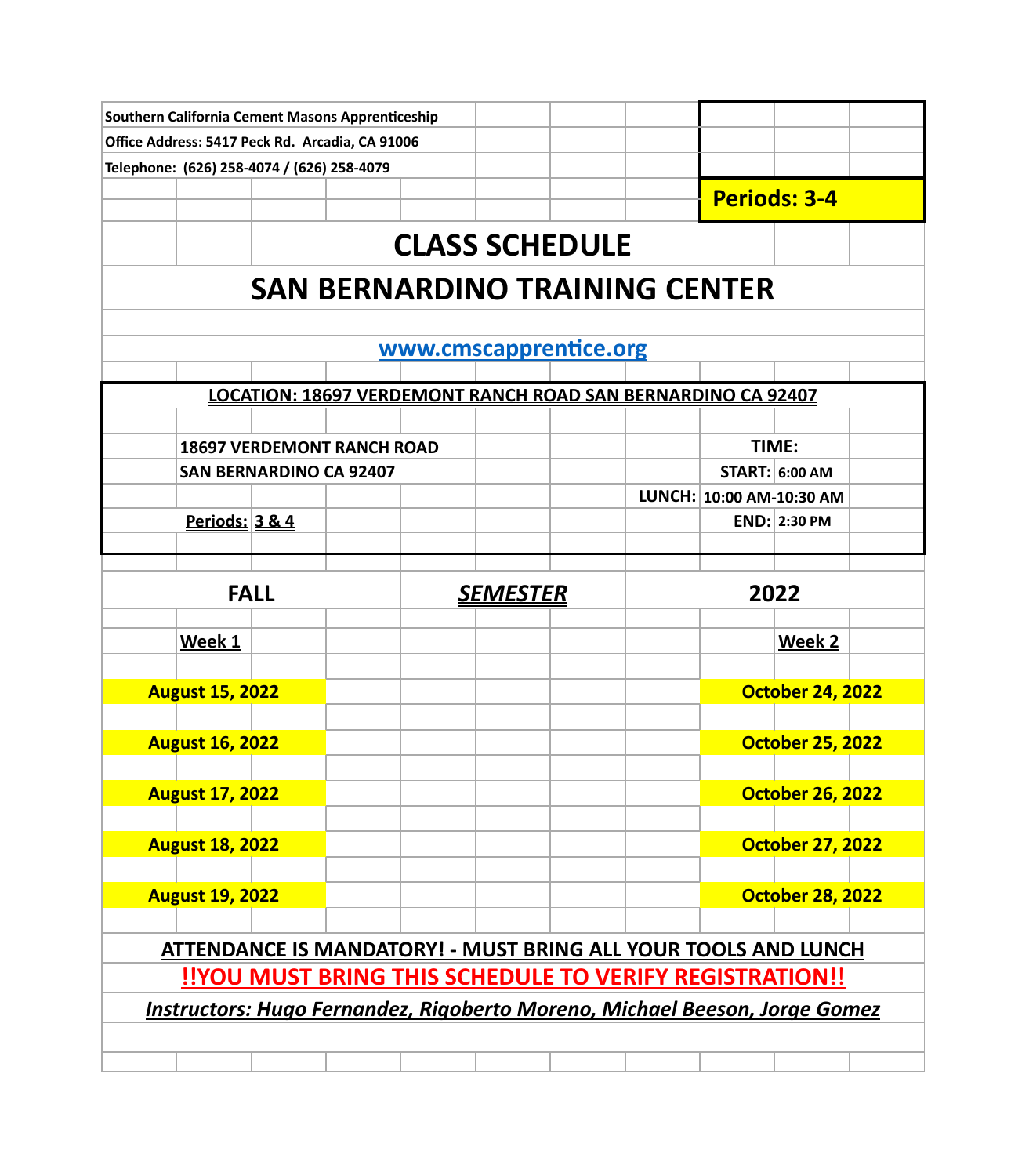**Southern California Cement Masons Apprenticeship**
**Office Address: 5417 Peck Rd. Arcadia, CA 91006**
**Telephone: (626) 258-4074 / (626) 258-4079**

**Periods: 3-4**

# CLASS SCHEDULE

# SAN BERNARDINO TRAINING CENTER

**www.cmscapprentice.org**

**LOCATION: 18697 VERDEMONT RANCH ROAD SAN BERNARDINO CA 92407**

**18697 VERDEMONT RANCH ROAD**
**SAN BERNARDINO CA 92407**

**Periods: 3 & 4**

**TIME:**
**START:** 6:00 AM
**LUNCH:** 10:00 AM-10:30 AM
**END:** 2:30 PM

## FALL *SEMESTER* 2022

| Week 1 | Week 2 |
|---|---|
| August 15, 2022 | October 24, 2022 |
| August 16, 2022 | October 25, 2022 |
| August 17, 2022 | October 26, 2022 |
| August 18, 2022 | October 27, 2022 |
| August 19, 2022 | October 28, 2022 |

**ATTENDANCE IS MANDATORY! - MUST BRING ALL YOUR TOOLS AND LUNCH**

**!!YOU MUST BRING THIS SCHEDULE TO VERIFY REGISTRATION!!**

***Instructors: Hugo Fernandez, Rigoberto Moreno, Michael Beeson, Jorge Gomez***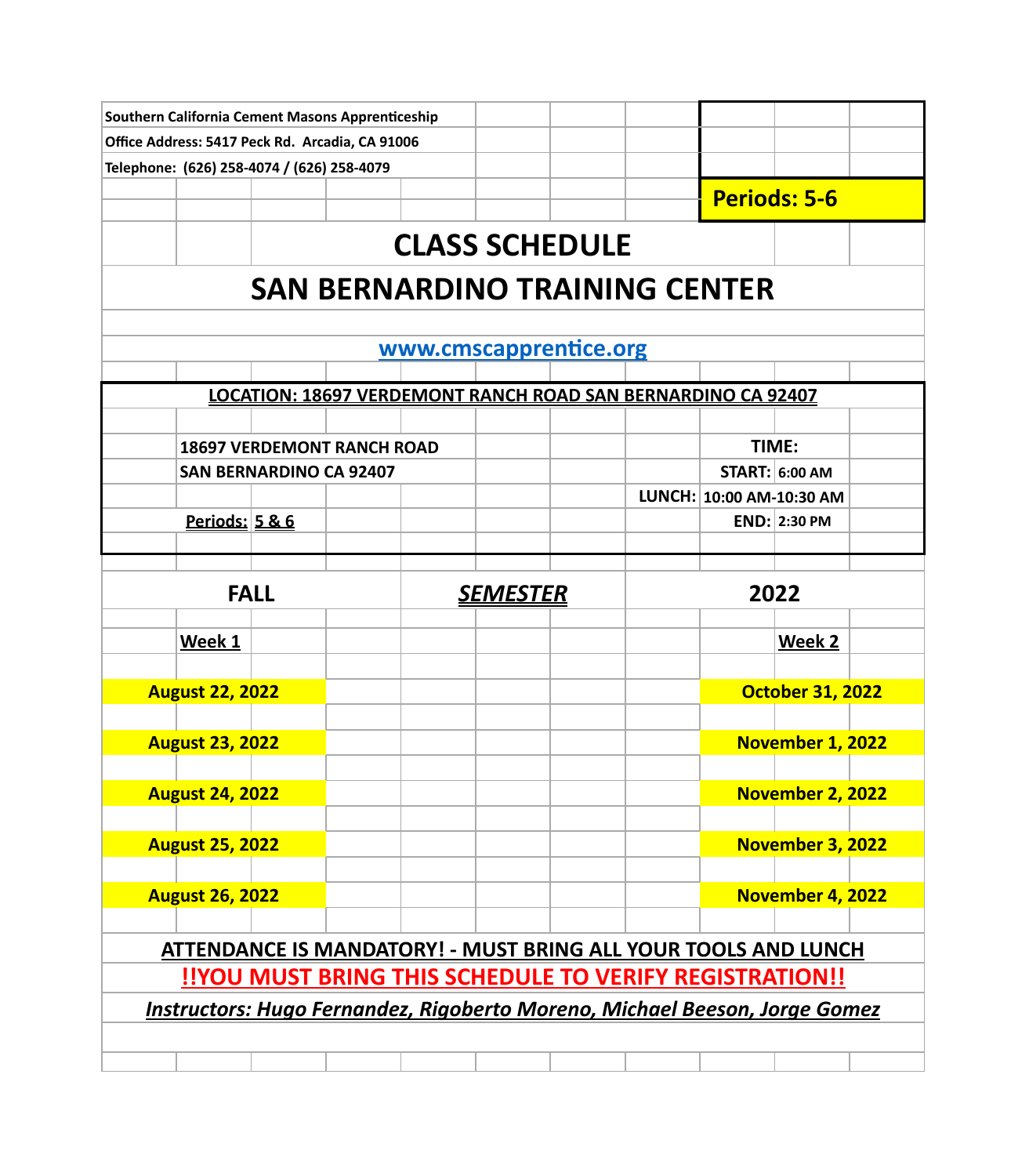**Southern California Cement Masons Apprenticeship**
**Office Address: 5417 Peck Rd. Arcadia, CA 91006**
**Telephone: (626) 258-4074 / (626) 258-4079**

**Periods: 5-6**

# CLASS SCHEDULE

# SAN BERNARDINO TRAINING CENTER

**www.cmscapprentice.org**

**LOCATION: 18697 VERDEMONT RANCH ROAD SAN BERNARDINO CA 92407**

**18697 VERDEMONT RANCH ROAD**
**SAN BERNARDINO CA 92407**

**Periods: 5 & 6**

**TIME:**
**START:** 6:00 AM
**LUNCH:** 10:00 AM-10:30 AM
**END:** 2:30 PM

## FALL *SEMESTER* 2022

| Week 1 | Week 2 |
|---|---|
| August 22, 2022 | October 31, 2022 |
| August 23, 2022 | November 1, 2022 |
| August 24, 2022 | November 2, 2022 |
| August 25, 2022 | November 3, 2022 |
| August 26, 2022 | November 4, 2022 |

**ATTENDANCE IS MANDATORY! - MUST BRING ALL YOUR TOOLS AND LUNCH**

**!!YOU MUST BRING THIS SCHEDULE TO VERIFY REGISTRATION!!**

***Instructors: Hugo Fernandez, Rigoberto Moreno, Michael Beeson, Jorge Gomez***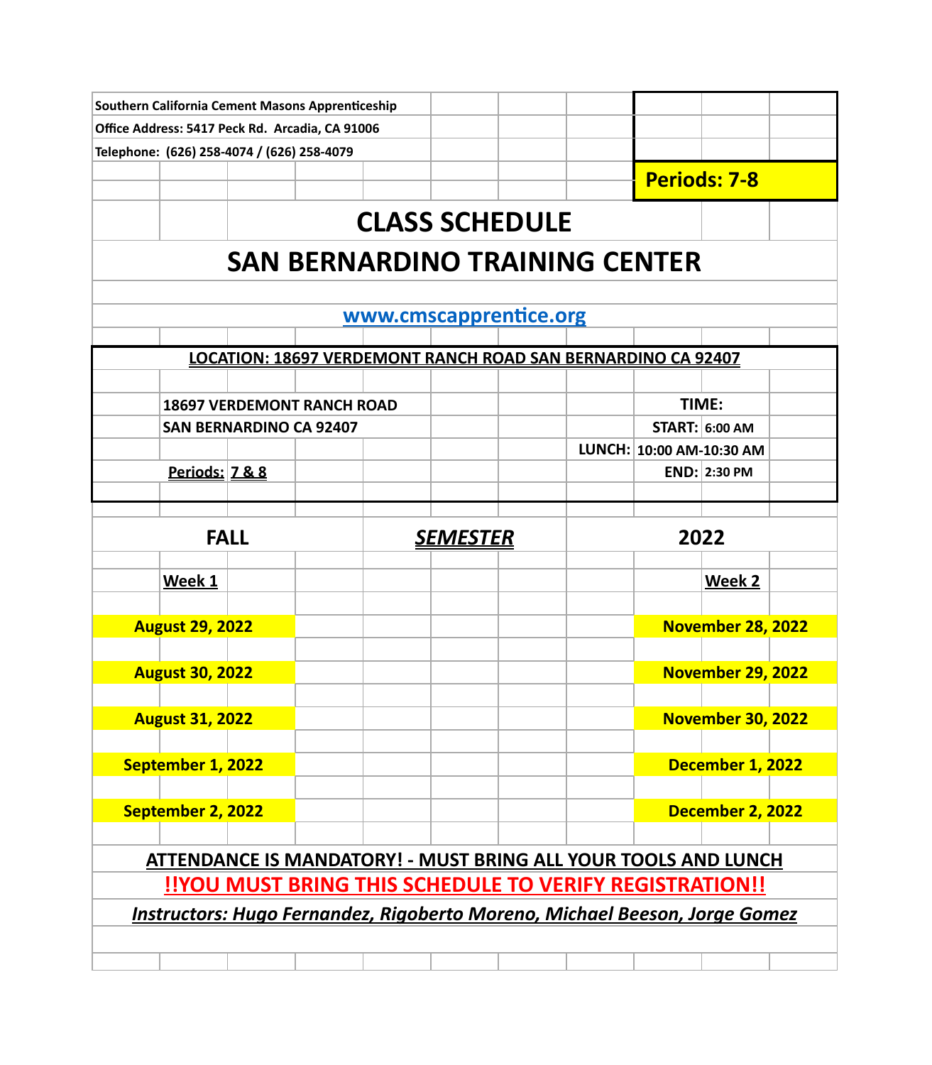Southern California Cement Masons Apprenticeship

Office Address: 5417 Peck Rd.  Arcadia, CA 91006

Telephone:  (626) 258-4074 / (626) 258-4079

**Periods: 7-8**

# CLASS SCHEDULE

# SAN BERNARDINO TRAINING CENTER

www.cmscapprentice.org

**LOCATION: 18697 VERDEMONT RANCH ROAD SAN BERNARDINO CA 92407**

**18697 VERDEMONT RANCH ROAD**
**SAN BERNARDINO CA 92407**

**Periods: 7 & 8**

**TIME:**
**START:** 6:00 AM
**LUNCH:** 10:00 AM-10:30 AM
**END:** 2:30 PM

## FALL *SEMESTER* 2022

| Week 1 | Week 2 |
|---|---|
| August 29, 2022 | November 28, 2022 |
| August 30, 2022 | November 29, 2022 |
| August 31, 2022 | November 30, 2022 |
| September 1, 2022 | December 1, 2022 |
| September 2, 2022 | December 2, 2022 |

**ATTENDANCE IS MANDATORY! - MUST BRING ALL YOUR TOOLS AND LUNCH**

**!!YOU MUST BRING THIS SCHEDULE TO VERIFY REGISTRATION!!**

***Instructors: Hugo Fernandez, Rigoberto Moreno, Michael Beeson, Jorge Gomez***